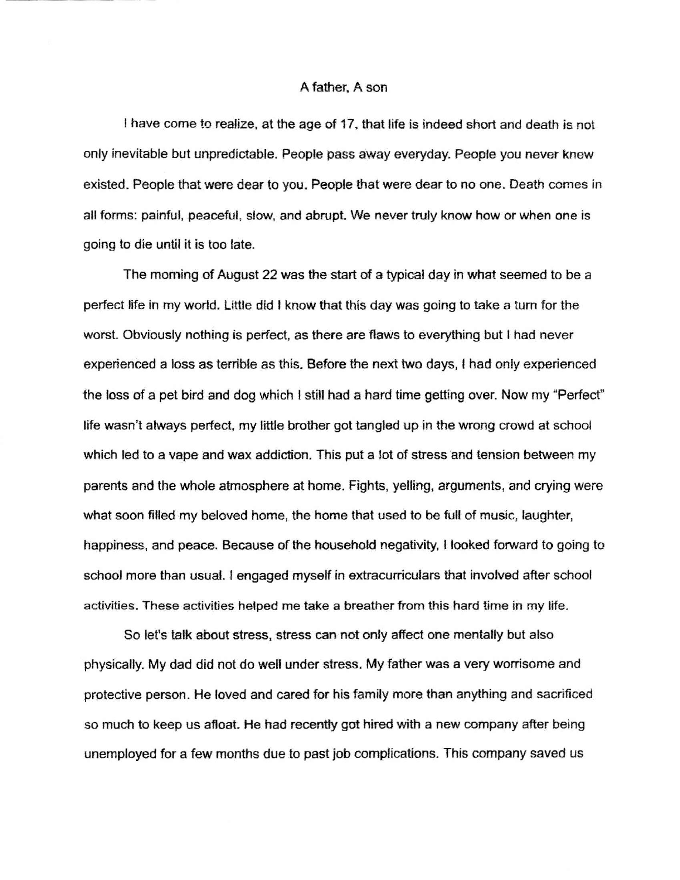# A father, A son

I have come to realize, at the age of 17, that life is indeed short and death is not only inevitable but unpredictable. People pass away everyday. People you never knew existed. People that were dear to you. People that were dear to no one. Death comes in all forms: painful, peaceful, slow, and abrupt. We never truly know how or when one is going to die until it is too late.

The morning of August 22 was the start of a typical day in what seemed to be a perfect life in my world. Little did I know that this day was going to take a turn for the worst. Obviously nothing is perfect, as there are flaws to everything but I had never experienced a loss as terrible as this. Before the next two days, I had only experienced the loss of a pet bird and dog which I still had a hard time getting over. Now my "Perfect" life wasn't always perfect, my little brother got tangled up in the wrong crowd at school which led to a vape and wax addiction. This put a lot of stress and tension between my parents and the whole atmosphere at home. Fights, yelling, arguments, and crying were what soon filled my beloved home, the home that used to be full of music, laughter, happiness, and peace. Because of the household negativity, I looked forward to going to school more than usual. I engaged myself in extracurriculars that involved after school activities. These activities helped me take a breather from this hard time in my life.

So let's talk about stress, stress can not only affect one mentally but also physically. My dad did not do well under stress. My father was a very worrisome and protective person. He loved and cared for his family more than anything and sacrificed so much to keep us afloat. He had recently got hired with a new company after being unemployed for a few months due to past job complications. This company saved us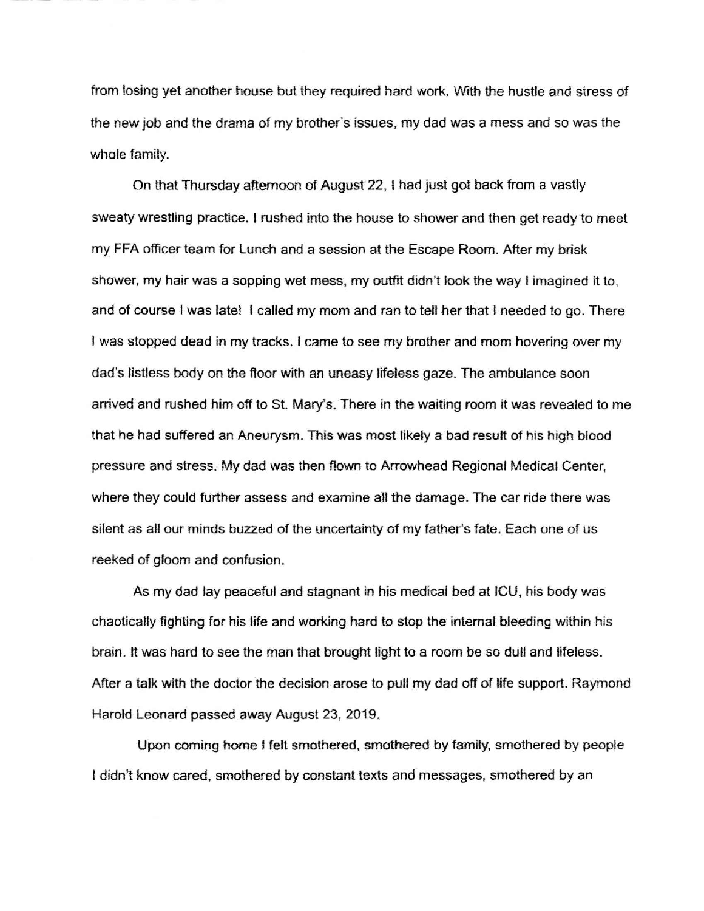from losing yet another house but they required hard work. With the hustle and stress of the new job and the drama of my brother's issues, my dad was a mess and so was the whole family.

On that Thursday afternoon of August 22, I had just got back from a vastly sweaty wrestling practice. I rushed into the house to shower and then get ready to meet my FFA officer team for Lunch and a session at the Escape Room. After my brisk shower, my hair was a sopping wet mess, my outfit didn't look the way I imagined it to, and of course I was late! I called my mom and ran to tell her that I needed to go. There I was stopped dead in my tracks. I came to see my brother and mom hovering over my dad's listless body on the floor with an uneasy lifeless gaze. The ambulance soon arrived and rushed him off to St. Mary's. There in the waiting room it was revealed to me that he had suffered an Aneurysm. This was most likely a bad result of his high blood pressure and stress. My dad was then flown to Arrowhead Regional Medical Center, where they could further assess and examine all the damage. The car ride there was silent as all our minds buzzed of the uncertainty of my father's fate. Each one of us reeked of gloom and confusion.

As my dad lay peaceful and stagnant in his medical bed at ICU, his body was chaotically fighting for his life and working hard to stop the internal bleeding within his brain. It was hard to see the man that brought light to a room be so dull and lifeless. After a talk with the doctor the decision arose to pull my dad off of life support. Raymond Harold Leonard passed away August 23, 2019.

Upon coming home I felt smothered, smothered by family, smothered by people I didn't know cared, smothered by constant texts and messages, smothered by an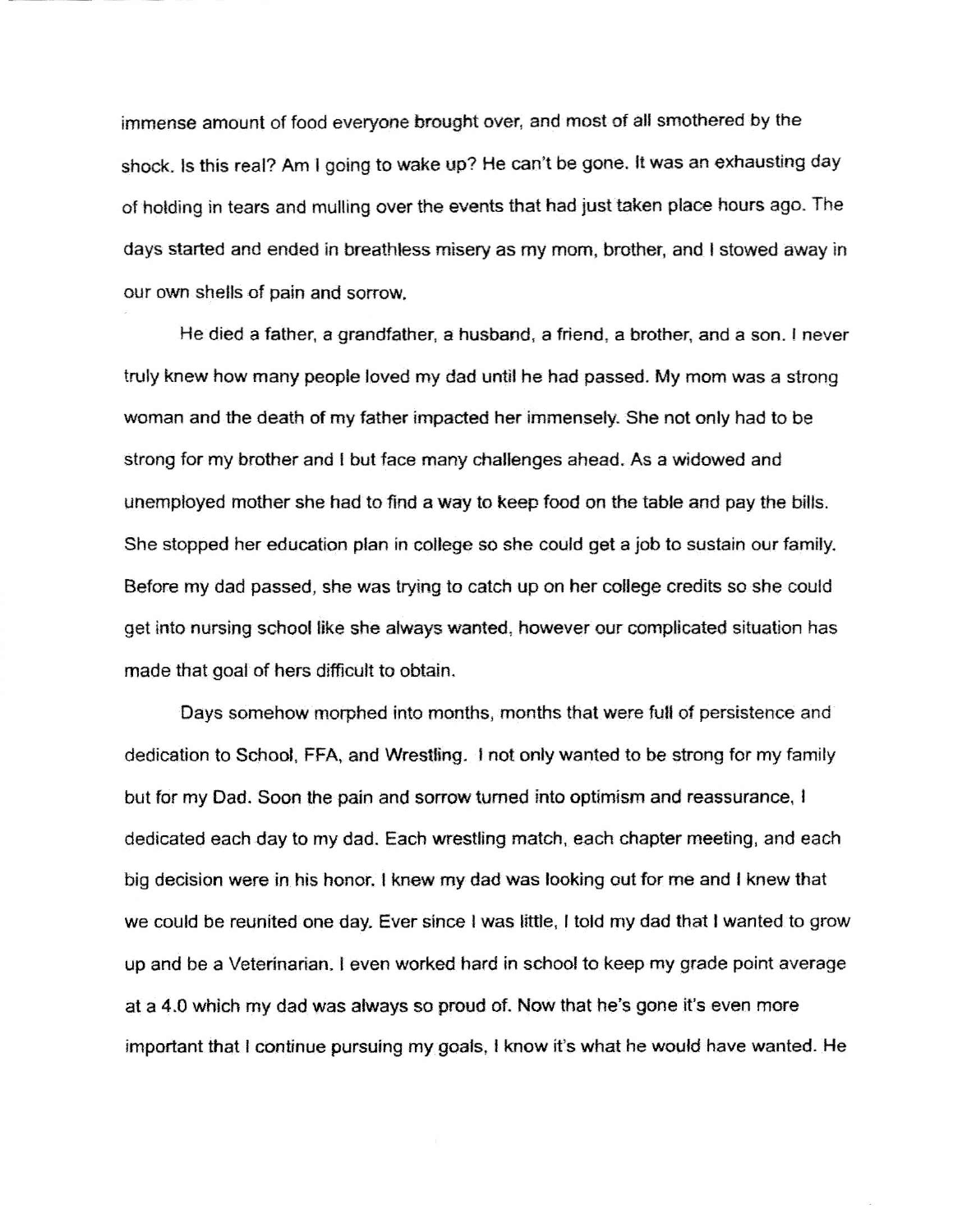immense amount of food everyone brought over, and most of all smothered by the shock. Is this real? Am I going to wake up? He can't be gone. It was an exhausting day of holding in tears and mulling over the events that had just taken place hours ago. The days started and ended in breathless misery as my mom, brother, and I stowed away in our own shells of pain and sorrow.

He died a father, a grandfather, a husband, a friend, a brother, and a son. I never truly knew how many people loved my dad until he had passed. My mom was a strong woman and the death of my father impacted her immensely. She not only had to be strong for my brother and I but face many challenges ahead. As a widowed and unemployed mother she had to find a way to keep food on the table and pay the bills. She stopped her education plan in college so she could get a job to sustain our family. Before my dad passed, she was trying to catch up on her college credits so she could get into nursing school like she always wanted, however our complicated situation has made that goal of hers difficult to obtain.

Days somehow morphed into months, months that were full of persistence and dedication to School, FFA, and Wrestling. I not only wanted to be strong for my family but for my Dad. Soon the pain and sorrow turned into optimism and reassurance, I dedicated each day to my dad. Each wrestling match, each chapter meeting, and each big decision were in his honor. I knew my dad was looking out for me and I knew that we could be reunited one day. Ever since I was little, I told my dad that I wanted to grow up and be a Veterinarian. I even worked hard in school to keep my grade point average at a 4.0 which my dad was always so proud of. Now that he's gone it's even more important that I continue pursuing my goals, I know it's what he would have wanted. He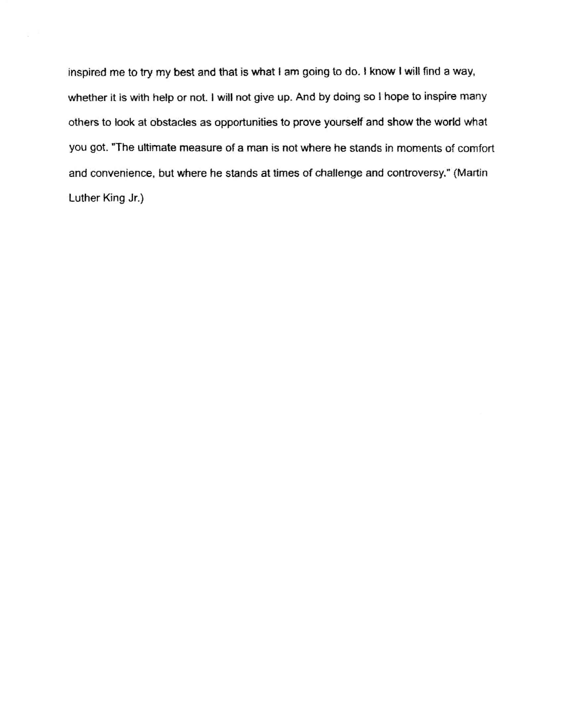inspired me to try my best and that is what I am going to do. I know I will find a way, whether it is with help or not. I will not give up. And by doing so I hope to inspire many others to look at obstacles as opportunities to prove yourself and show the world what you got. "The ultimate measure of a man is not where he stands in moments of comfort and convenience, but where he stands at times of challenge and controversy." (Martin Luther King Jr.)